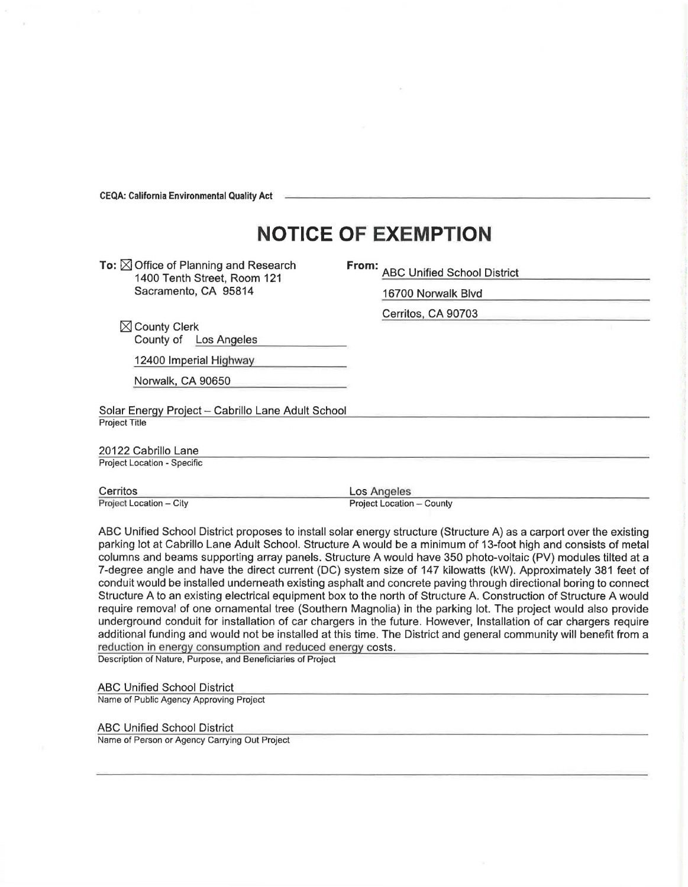**CEQA: California Environmental Quality Act**

# NOTICE OF EXEMPTION

**To:** ☒ Office of Planning and Research
1400 Tenth Street, Room 121
Sacramento, CA 95814

☒ County Clerk
County of Los Angeles
12400 Imperial Highway
Norwalk, CA 90650

**From:** ABC Unified School District
16700 Norwalk Blvd
Cerritos, CA 90703

Solar Energy Project – Cabrillo Lane Adult School
Project Title

20122 Cabrillo Lane
Project Location - Specific

Cerritos
Project Location – City

Los Angeles
Project Location – County

ABC Unified School District proposes to install solar energy structure (Structure A) as a carport over the existing parking lot at Cabrillo Lane Adult School. Structure A would be a minimum of 13-foot high and consists of metal columns and beams supporting array panels. Structure A would have 350 photo-voltaic (PV) modules tilted at a 7-degree angle and have the direct current (DC) system size of 147 kilowatts (kW). Approximately 381 feet of conduit would be installed underneath existing asphalt and concrete paving through directional boring to connect Structure A to an existing electrical equipment box to the north of Structure A. Construction of Structure A would require removal of one ornamental tree (Southern Magnolia) in the parking lot. The project would also provide underground conduit for installation of car chargers in the future. However, Installation of car chargers require additional funding and would not be installed at this time. The District and general community will benefit from a reduction in energy consumption and reduced energy costs.
Description of Nature, Purpose, and Beneficiaries of Project

ABC Unified School District
Name of Public Agency Approving Project

ABC Unified School District
Name of Person or Agency Carrying Out Project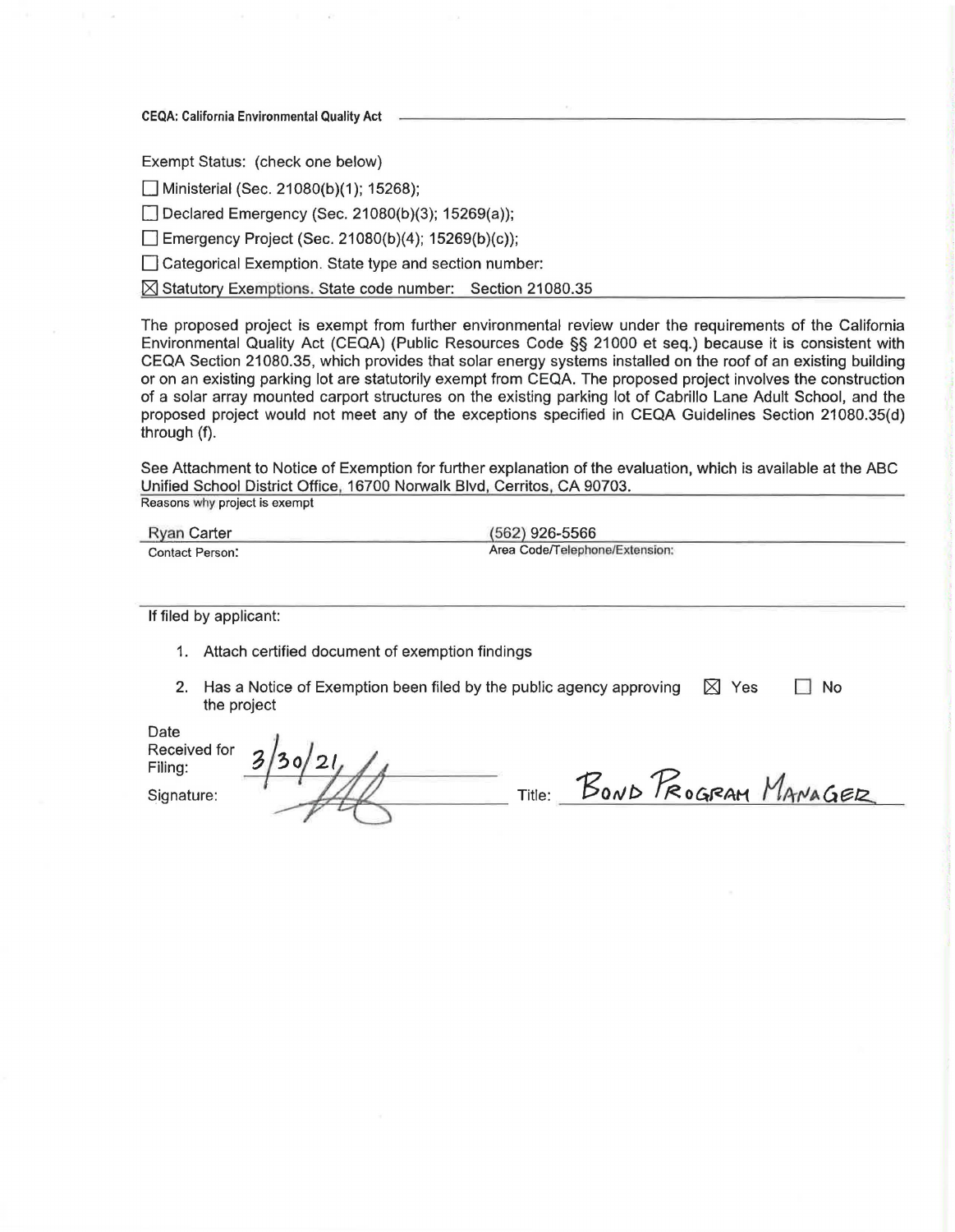**CEQA: California Environmental Quality Act**

Exempt Status: (check one below)

☐ Ministerial (Sec. 21080(b)(1); 15268);

☐ Declared Emergency (Sec. 21080(b)(3); 15269(a));

☐ Emergency Project (Sec. 21080(b)(4); 15269(b)(c));

☐ Categorical Exemption. State type and section number:

☒ Statutory Exemptions. State code number: Section 21080.35

The proposed project is exempt from further environmental review under the requirements of the California Environmental Quality Act (CEQA) (Public Resources Code §§ 21000 et seq.) because it is consistent with CEQA Section 21080.35, which provides that solar energy systems installed on the roof of an existing building or on an existing parking lot are statutorily exempt from CEQA. The proposed project involves the construction of a solar array mounted carport structures on the existing parking lot of Cabrillo Lane Adult School, and the proposed project would not meet any of the exceptions specified in CEQA Guidelines Section 21080.35(d) through (f).

See Attachment to Notice of Exemption for further explanation of the evaluation, which is available at the ABC Unified School District Office, 16700 Norwalk Blvd, Cerritos, CA 90703.

Reasons why project is exempt

Contact Person: Ryan Carter

Area Code/Telephone/Extension: (562) 926-5566

If filed by applicant:

1. Attach certified document of exemption findings
2. Has a Notice of Exemption been filed by the public agency approving the project ☒ Yes ☐ No

Date Received for Filing: 3/30/21

Signature: [signature]

Title: BOND PROGRAM MANAGER